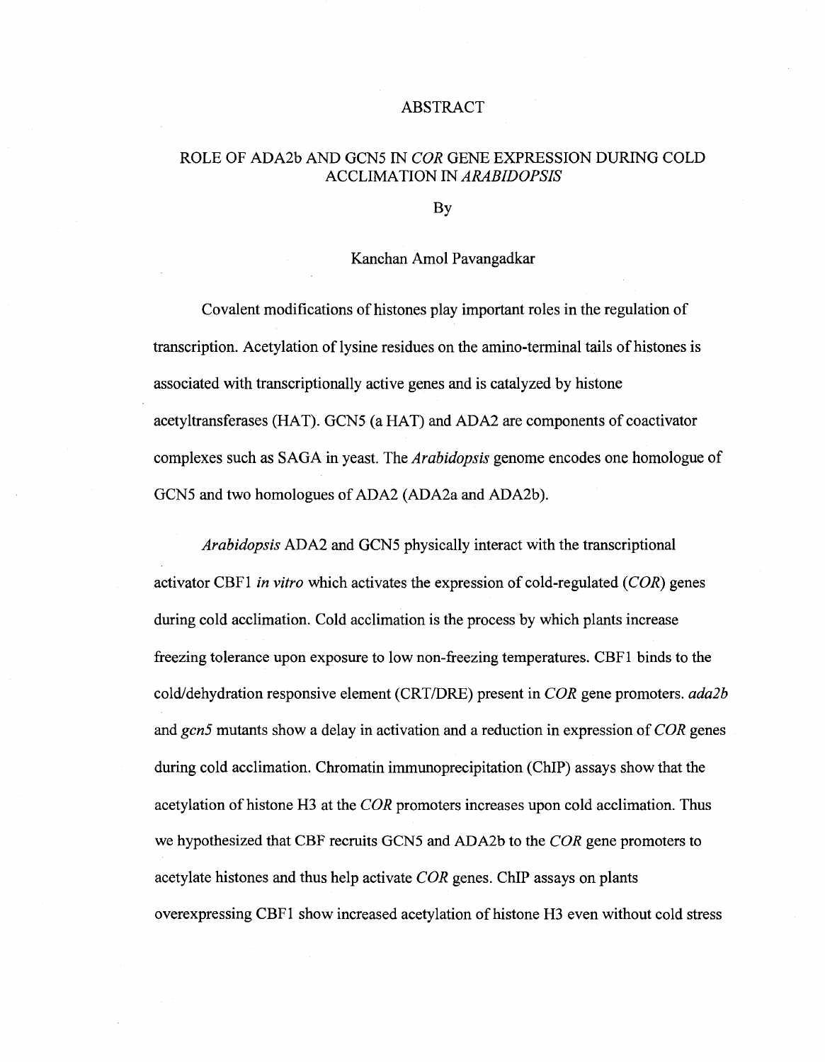# ABSTRACT

## ROLE OF ADA2b AND GCN5 IN *COR* GENE EXPRESSION DURING COLD ACCLIMATION IN *ARABIDOPSIS*

By

Kanchan Amol Pavangadkar

Covalent modifications of histones play important roles in the regulation of transcription. Acetylation of lysine residues on the amino-terminal tails of histones is associated with transcriptionally active genes and is catalyzed by histone acetyltransferases (HAT). GCN5 (a HAT) and ADA2 are components of coactivator complexes such as SAGA in yeast. The *Arabidopsis* genome encodes one homologue of GCN5 and two homologues of ADA2 (ADA2a and ADA2b).

*Arabidopsis* ADA2 and GCN5 physically interact with the transcriptional activator CBF1 *in vitro* which activates the expression of cold-regulated (*COR*) genes during cold acclimation. Cold acclimation is the process by which plants increase freezing tolerance upon exposure to low non-freezing temperatures. CBF1 binds to the cold/dehydration responsive element (CRT/DRE) present in *COR* gene promoters. *ada2b* and *gcn5* mutants show a delay in activation and a reduction in expression of *COR* genes during cold acclimation. Chromatin immunoprecipitation (ChIP) assays show that the acetylation of histone H3 at the *COR* promoters increases upon cold acclimation. Thus we hypothesized that CBF recruits GCN5 and ADA2b to the *COR* gene promoters to acetylate histones and thus help activate *COR* genes. ChIP assays on plants overexpressing CBF1 show increased acetylation of histone H3 even without cold stress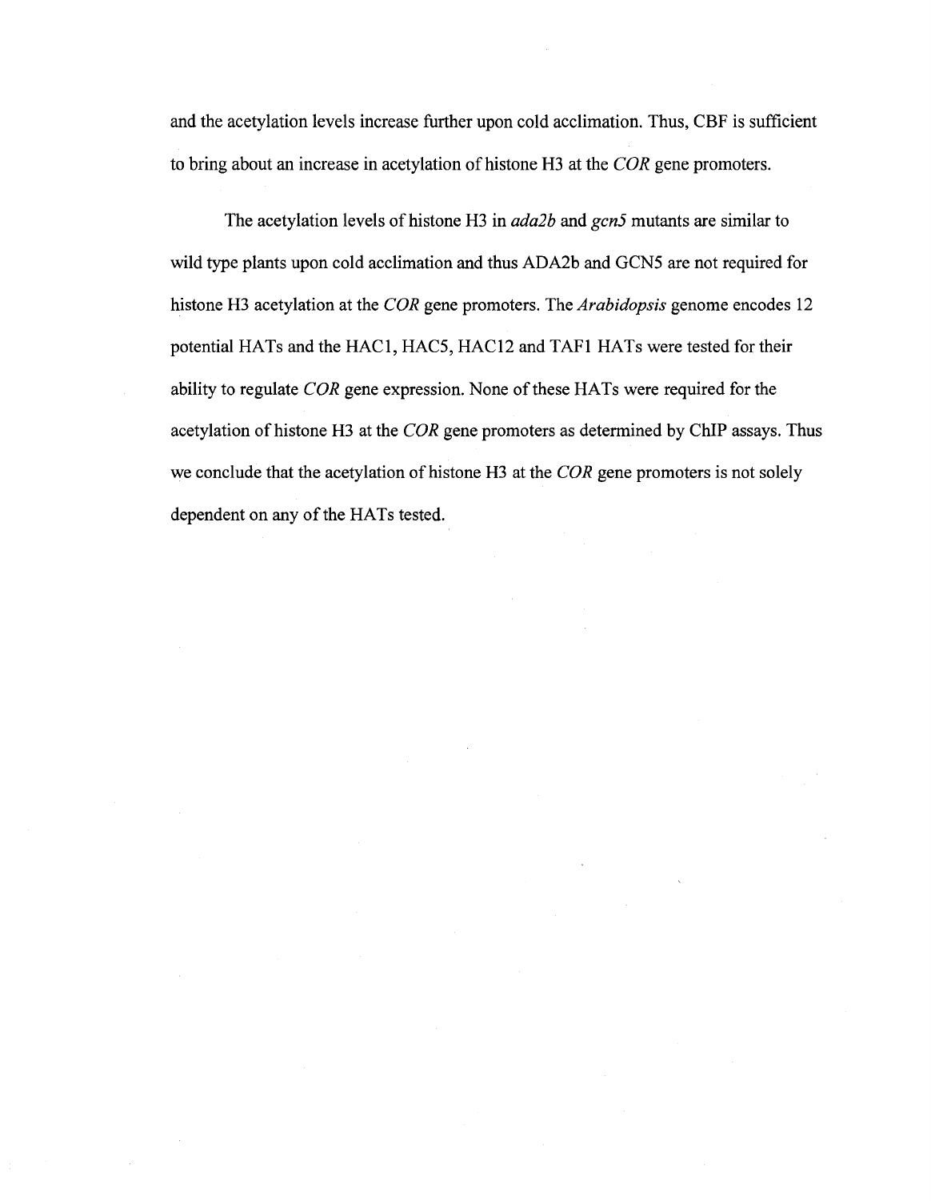and the acetylation levels increase further upon cold acclimation. Thus, CBF is sufficient to bring about an increase in acetylation of histone H3 at the *COR* gene promoters.

The acetylation levels of histone H3 in *ada2b* and *gcn5* mutants are similar to wild type plants upon cold acclimation and thus ADA2b and GCN5 are not required for histone H3 acetylation at the *COR* gene promoters. The *Arabidopsis* genome encodes 12 potential HATs and the HAC1, HAC5, HAC12 and TAF1 HATs were tested for their ability to regulate *COR* gene expression. None of these HATs were required for the acetylation of histone H3 at the *COR* gene promoters as determined by ChIP assays. Thus we conclude that the acetylation of histone H3 at the *COR* gene promoters is not solely dependent on any of the HATs tested.